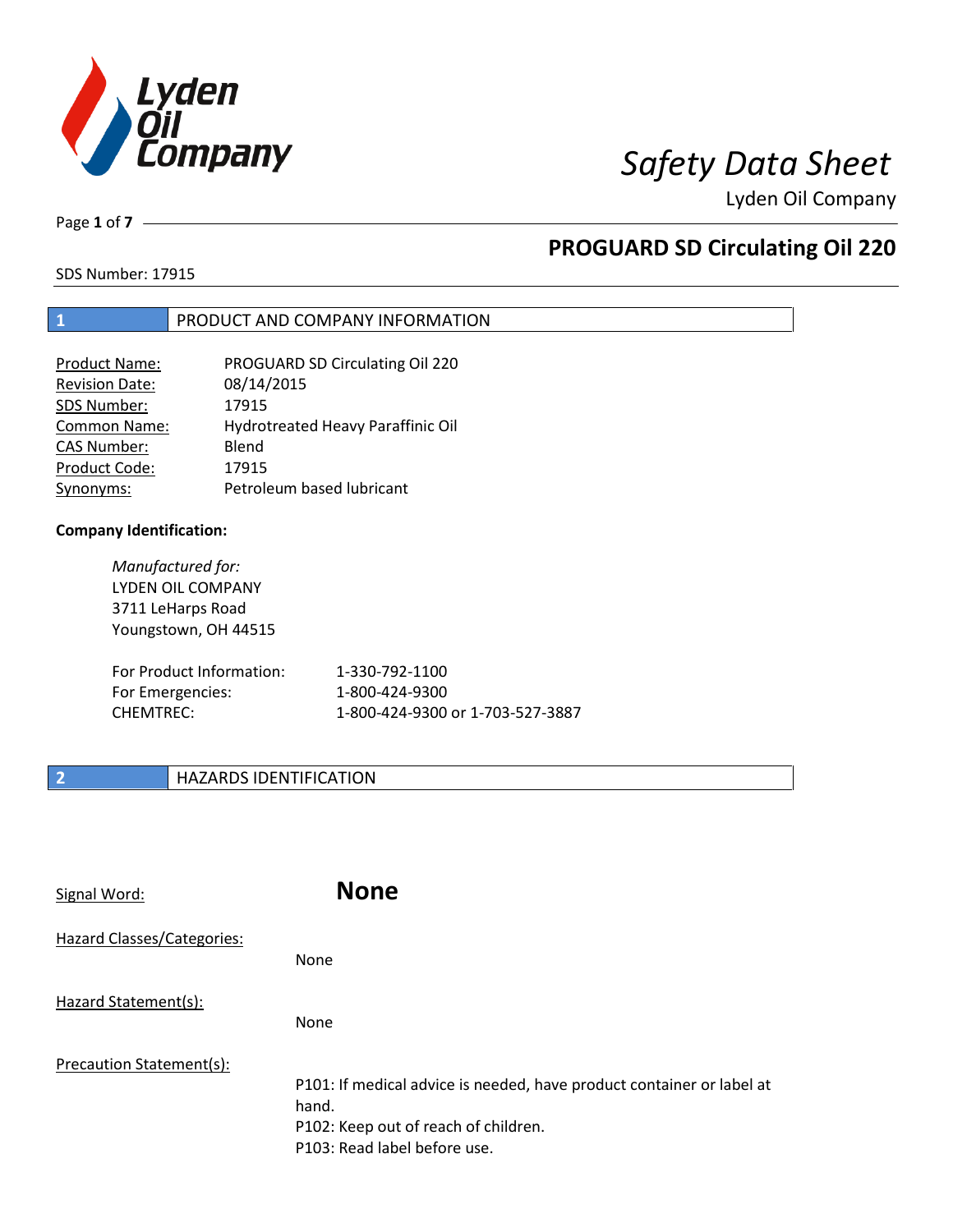# Safety Data Sheet

Lyden Oil Company

## PROGUARD SD Circulating Oil 220

SDS Number: 17915

## 1 PRODUCT AND COMPANY INFORMATION

| | |
|---|---|
| Product Name: | PROGUARD SD Circulating Oil 220 |
| Revision Date: | 08/14/2015 |
| SDS Number: | 17915 |
| Common Name: | Hydrotreated Heavy Paraffinic Oil |
| CAS Number: | Blend |
| Product Code: | 17915 |
| Synonyms: | Petroleum based lubricant |

**Company Identification:**

*Manufactured for:*
LYDEN OIL COMPANY
3711 LeHarps Road
Youngstown, OH 44515

| | |
|---|---|
| For Product Information: | 1-330-792-1100 |
| For Emergencies: | 1-800-424-9300 |
| CHEMTREC: | 1-800-424-9300 or 1-703-527-3887 |

## 2 HAZARDS IDENTIFICATION

Signal Word: **None**

Hazard Classes/Categories:

None

Hazard Statement(s):

None

Precaution Statement(s):

P101: If medical advice is needed, have product container or label at hand.
P102: Keep out of reach of children.
P103: Read label before use.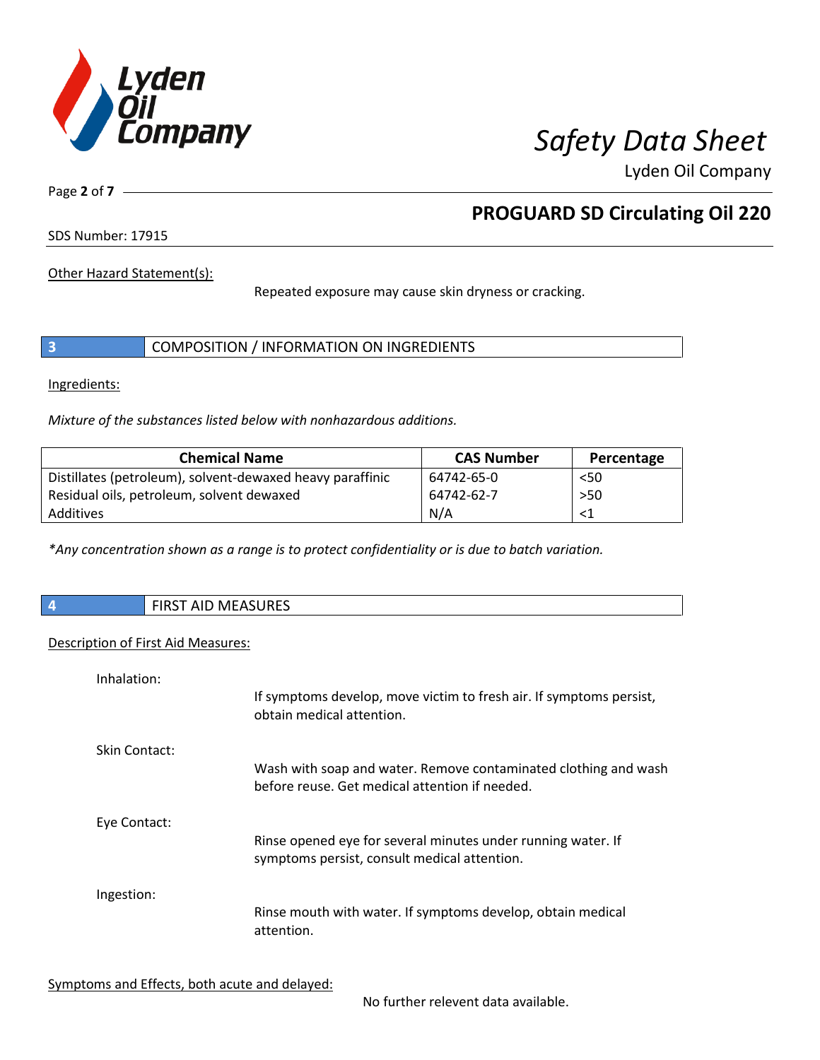Other Hazard Statement(s):

Repeated exposure may cause skin dryness or cracking.

## 3 COMPOSITION / INFORMATION ON INGREDIENTS

Ingredients:

*Mixture of the substances listed below with nonhazardous additions.*

| Chemical Name | CAS Number | Percentage |
| --- | --- | --- |
| Distillates (petroleum), solvent-dewaxed heavy paraffinic | 64742-65-0 | <50 |
| Residual oils, petroleum, solvent dewaxed | 64742-62-7 | >50 |
| Additives | N/A | <1 |

*\*Any concentration shown as a range is to protect confidentiality or is due to batch variation.*

## 4 FIRST AID MEASURES

Description of First Aid Measures:

Inhalation:

If symptoms develop, move victim to fresh air. If symptoms persist, obtain medical attention.

Skin Contact:

Wash with soap and water. Remove contaminated clothing and wash before reuse. Get medical attention if needed.

Eye Contact:

Rinse opened eye for several minutes under running water. If symptoms persist, consult medical attention.

Ingestion:

Rinse mouth with water. If symptoms develop, obtain medical attention.

Symptoms and Effects, both acute and delayed:

No further relevent data available.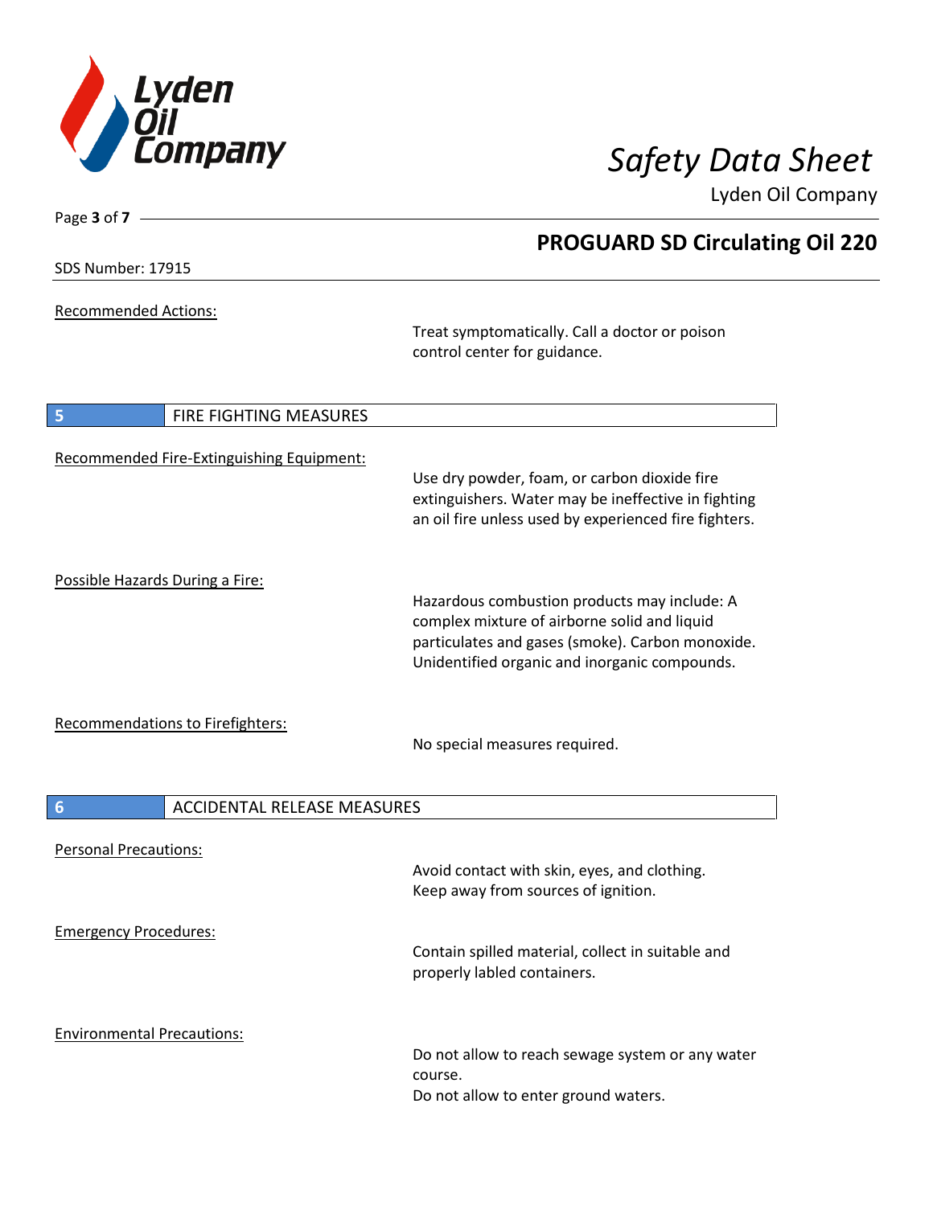Recommended Actions:

Treat symptomatically. Call a doctor or poison control center for guidance.

## 5 FIRE FIGHTING MEASURES

Recommended Fire-Extinguishing Equipment:

Use dry powder, foam, or carbon dioxide fire extinguishers. Water may be ineffective in fighting an oil fire unless used by experienced fire fighters.

Possible Hazards During a Fire:

Hazardous combustion products may include: A complex mixture of airborne solid and liquid particulates and gases (smoke). Carbon monoxide. Unidentified organic and inorganic compounds.

Recommendations to Firefighters:

No special measures required.

## 6 ACCIDENTAL RELEASE MEASURES

Personal Precautions:

Avoid contact with skin, eyes, and clothing.
Keep away from sources of ignition.

Emergency Procedures:

Contain spilled material, collect in suitable and properly labled containers.

Environmental Precautions:

Do not allow to reach sewage system or any water course.
Do not allow to enter ground waters.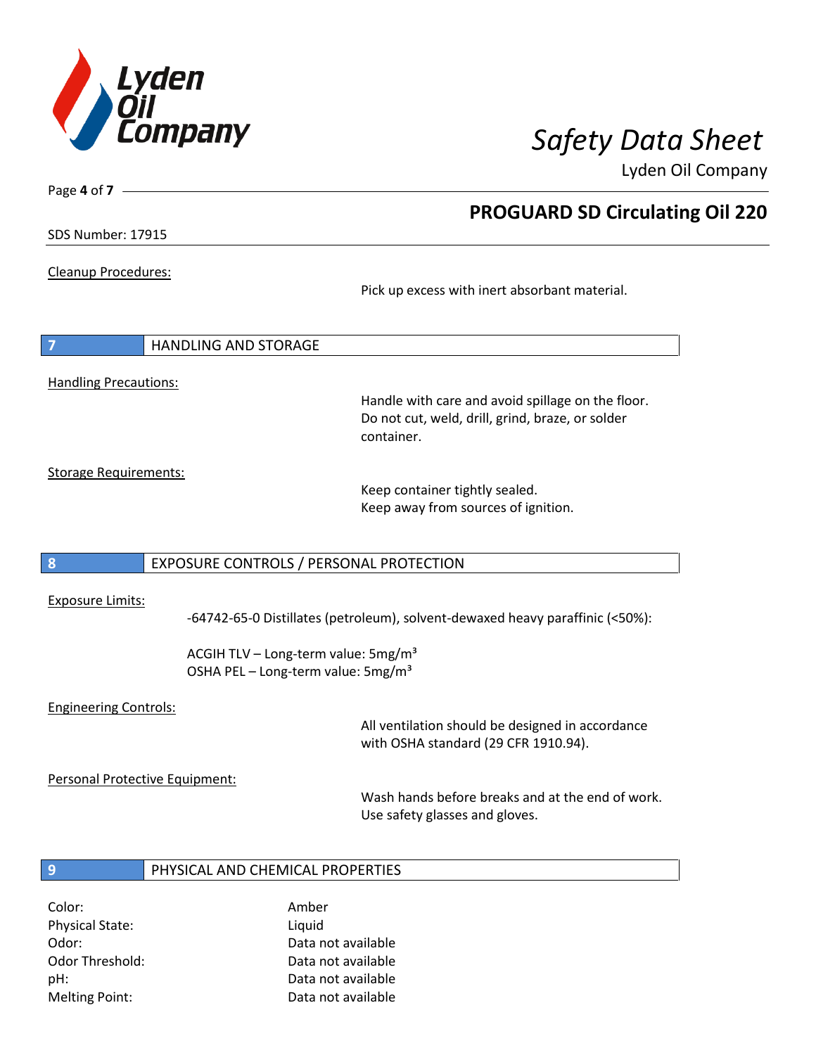Cleanup Procedures:

Pick up excess with inert absorbant material.

## 7 HANDLING AND STORAGE

Handling Precautions:

Handle with care and avoid spillage on the floor.
Do not cut, weld, drill, grind, braze, or solder container.

Storage Requirements:

Keep container tightly sealed.
Keep away from sources of ignition.

## 8 EXPOSURE CONTROLS / PERSONAL PROTECTION

Exposure Limits:

-64742-65-0 Distillates (petroleum), solvent-dewaxed heavy paraffinic (<50%):

ACGIH TLV – Long-term value: 5mg/m³
OSHA PEL – Long-term value: 5mg/m³

Engineering Controls:

All ventilation should be designed in accordance with OSHA standard (29 CFR 1910.94).

Personal Protective Equipment:

Wash hands before breaks and at the end of work.
Use safety glasses and gloves.

## 9 PHYSICAL AND CHEMICAL PROPERTIES

| | |
|---|---|
| Color: | Amber |
| Physical State: | Liquid |
| Odor: | Data not available |
| Odor Threshold: | Data not available |
| pH: | Data not available |
| Melting Point: | Data not available |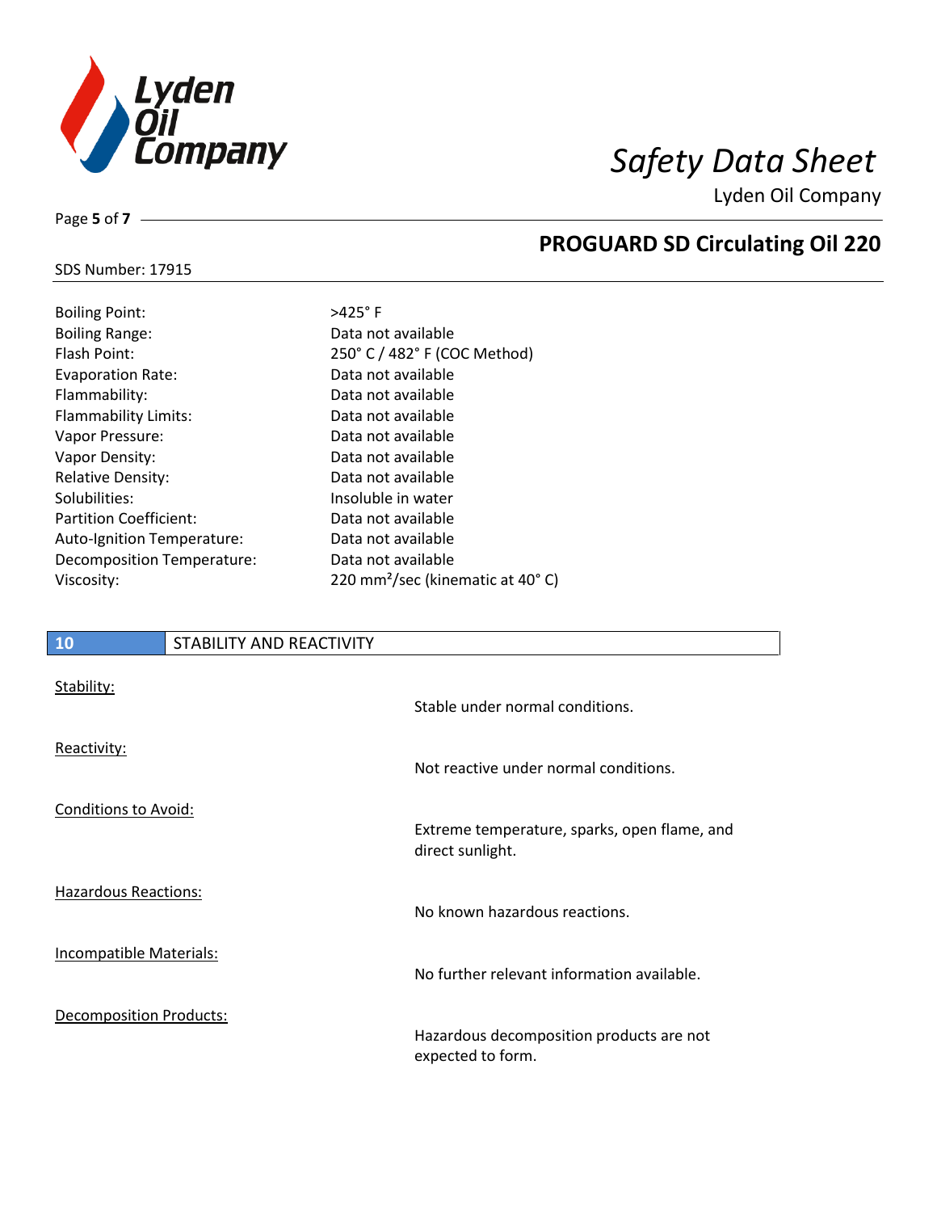| | |
|---|---|
| Boiling Point: | >425° F |
| Boiling Range: | Data not available |
| Flash Point: | 250° C / 482° F (COC Method) |
| Evaporation Rate: | Data not available |
| Flammability: | Data not available |
| Flammability Limits: | Data not available |
| Vapor Pressure: | Data not available |
| Vapor Density: | Data not available |
| Relative Density: | Data not available |
| Solubilities: | Insoluble in water |
| Partition Coefficient: | Data not available |
| Auto-Ignition Temperature: | Data not available |
| Decomposition Temperature: | Data not available |
| Viscosity: | 220 $mm^2$/sec (kinematic at 40° C) |

## 10 STABILITY AND REACTIVITY

Stability:

Stable under normal conditions.

Reactivity:

Not reactive under normal conditions.

Conditions to Avoid:

Extreme temperature, sparks, open flame, and direct sunlight.

Hazardous Reactions:

No known hazardous reactions.

Incompatible Materials:

No further relevant information available.

Decomposition Products:

Hazardous decomposition products are not expected to form.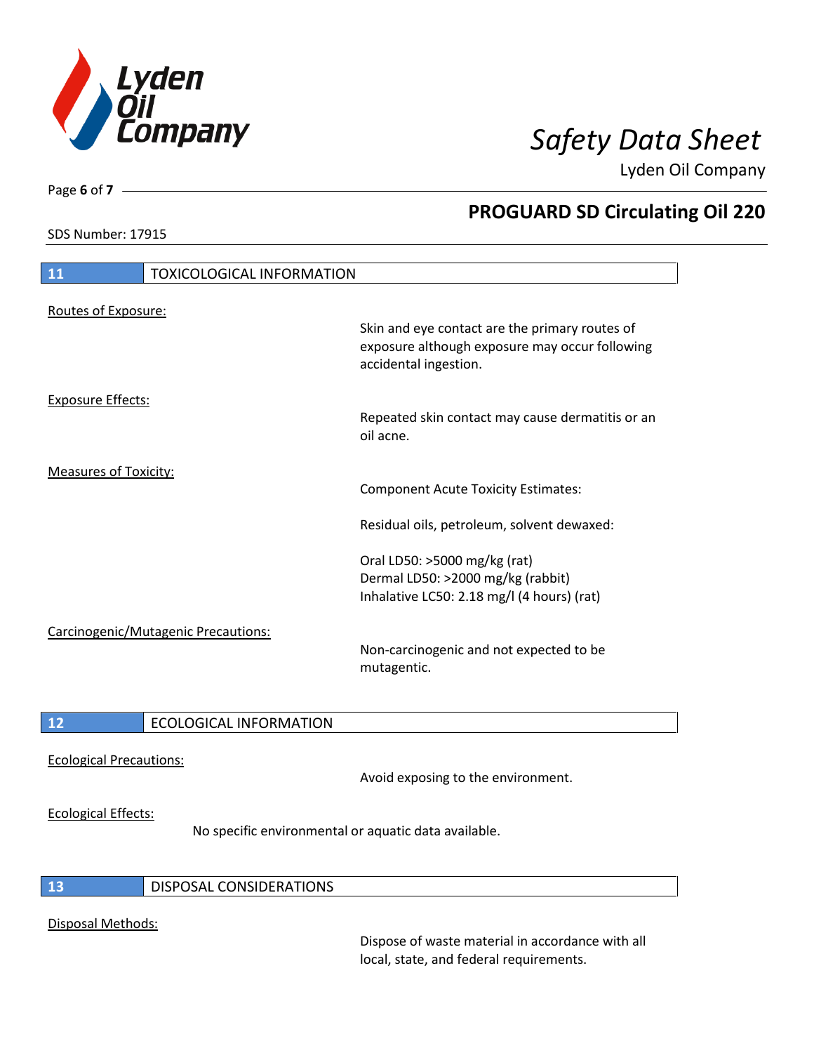## 11 TOXICOLOGICAL INFORMATION

Routes of Exposure:

Skin and eye contact are the primary routes of exposure although exposure may occur following accidental ingestion.

Exposure Effects:

Repeated skin contact may cause dermatitis or an oil acne.

Measures of Toxicity:

Component Acute Toxicity Estimates:

Residual oils, petroleum, solvent dewaxed:

Oral LD50: >5000 mg/kg (rat)
Dermal LD50: >2000 mg/kg (rabbit)
Inhalative LC50: 2.18 mg/l (4 hours) (rat)

Carcinogenic/Mutagenic Precautions:

Non-carcinogenic and not expected to be mutagentic.

## 12 ECOLOGICAL INFORMATION

Ecological Precautions:

Avoid exposing to the environment.

Ecological Effects:

No specific environmental or aquatic data available.

## 13 DISPOSAL CONSIDERATIONS

Disposal Methods:

Dispose of waste material in accordance with all local, state, and federal requirements.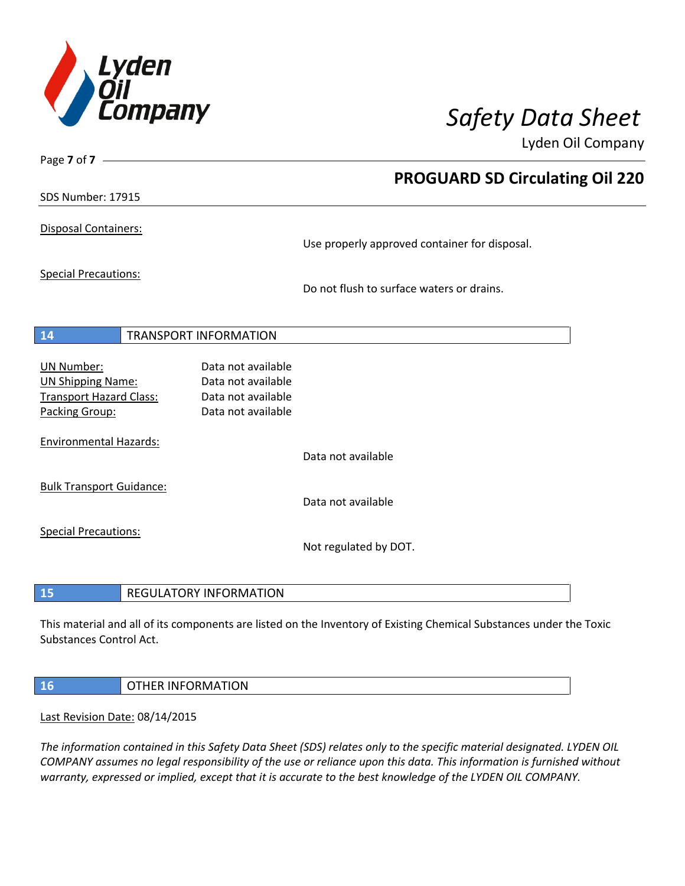Disposal Containers:

Use properly approved container for disposal.

Special Precautions:

Do not flush to surface waters or drains.

## 14 TRANSPORT INFORMATION

| | |
|---|---|
| UN Number: | Data not available |
| UN Shipping Name: | Data not available |
| Transport Hazard Class: | Data not available |
| Packing Group: | Data not available |

Environmental Hazards:

Data not available

Bulk Transport Guidance:

Data not available

Special Precautions:

Not regulated by DOT.

## 15 REGULATORY INFORMATION

This material and all of its components are listed on the Inventory of Existing Chemical Substances under the Toxic Substances Control Act.

## 16 OTHER INFORMATION

Last Revision Date: 08/14/2015

*The information contained in this Safety Data Sheet (SDS) relates only to the specific material designated. LYDEN OIL COMPANY assumes no legal responsibility of the use or reliance upon this data. This information is furnished without warranty, expressed or implied, except that it is accurate to the best knowledge of the LYDEN OIL COMPANY.*